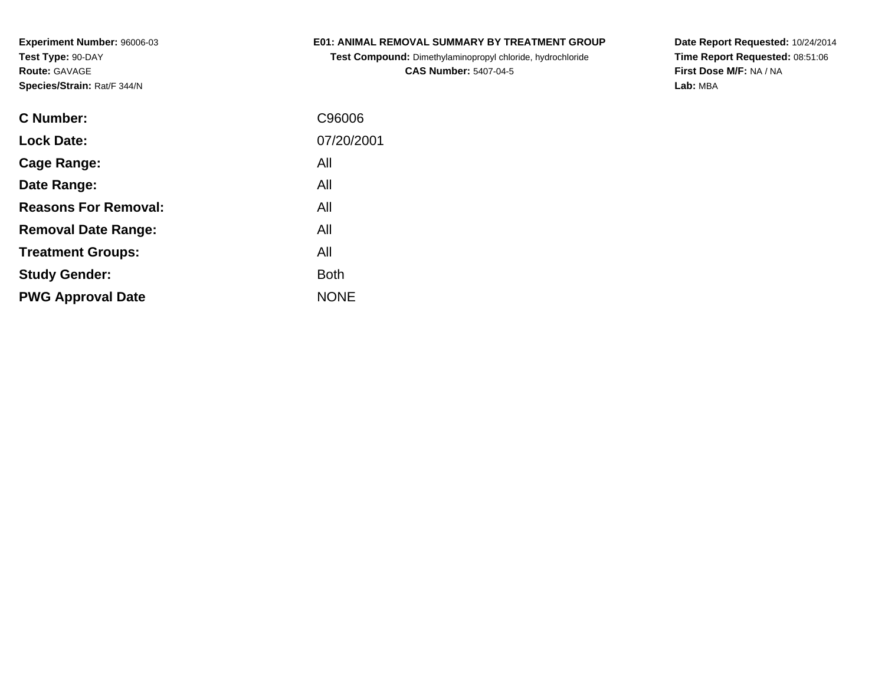**Experiment Number:** 96006-03
**Test Type:** 90-DAY
**Route:** GAVAGE
**Species/Strain:** Rat/F 344/N

**E01: ANIMAL REMOVAL SUMMARY BY TREATMENT GROUP**
**Test Compound:** Dimethylaminopropyl chloride, hydrochloride
**CAS Number:** 5407-04-5

**Date Report Requested:** 10/24/2014
**Time Report Requested:** 08:51:06
**First Dose M/F:** NA / NA
**Lab:** MBA

| | |
|---|---|
| **C Number:** | C96006 |
| **Lock Date:** | 07/20/2001 |
| **Cage Range:** | All |
| **Date Range:** | All |
| **Reasons For Removal:** | All |
| **Removal Date Range:** | All |
| **Treatment Groups:** | All |
| **Study Gender:** | Both |
| **PWG Approval Date** | NONE |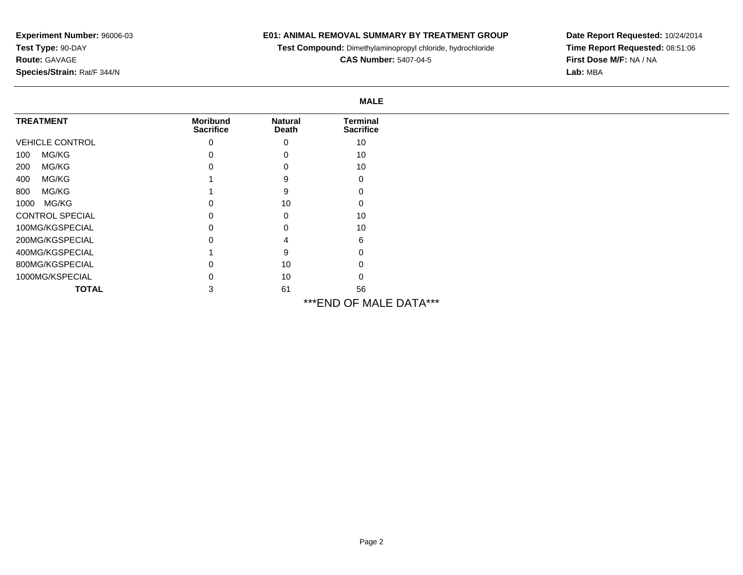**Experiment Number:** 96006-03
**Test Type:** 90-DAY
**Route:** GAVAGE
**Species/Strain:** Rat/F 344/N

**E01: ANIMAL REMOVAL SUMMARY BY TREATMENT GROUP**

**Test Compound:** Dimethylaminopropyl chloride, hydrochloride

**CAS Number:** 5407-04-5

**Date Report Requested:** 10/24/2014
**Time Report Requested:** 08:51:06
**First Dose M/F:** NA / NA
**Lab:** MBA

**MALE**

| TREATMENT | Moribund Sacrifice | Natural Death | Terminal Sacrifice |
|---|---|---|---|
| VEHICLE CONTROL | 0 | 0 | 10 |
| 100 MG/KG | 0 | 0 | 10 |
| 200 MG/KG | 0 | 0 | 10 |
| 400 MG/KG | 1 | 9 | 0 |
| 800 MG/KG | 1 | 9 | 0 |
| 1000 MG/KG | 0 | 10 | 0 |
| CONTROL SPECIAL | 0 | 0 | 10 |
| 100MG/KGSPECIAL | 0 | 0 | 10 |
| 200MG/KGSPECIAL | 0 | 4 | 6 |
| 400MG/KGSPECIAL | 1 | 9 | 0 |
| 800MG/KGSPECIAL | 0 | 10 | 0 |
| 1000MG/KSPECIAL | 0 | 10 | 0 |
| **TOTAL** | 3 | 61 | 56 |

***END OF MALE DATA***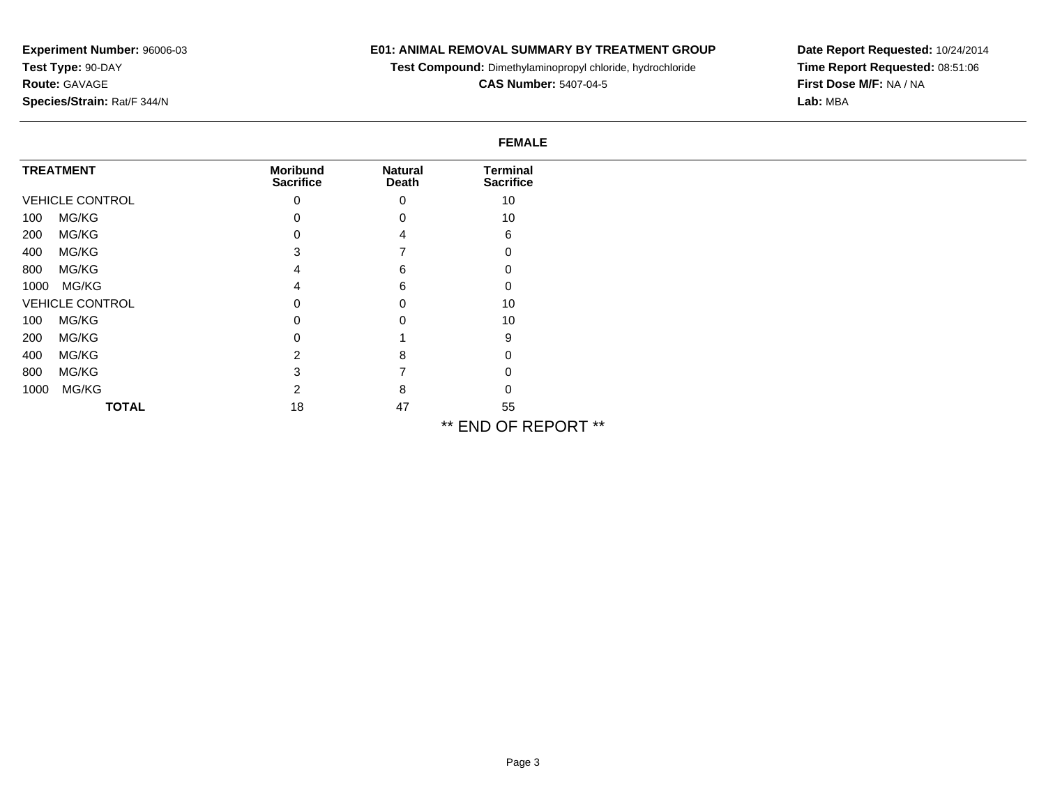**Experiment Number:** 96006-03
**Test Type:** 90-DAY
**Route:** GAVAGE
**Species/Strain:** Rat/F 344/N

**E01: ANIMAL REMOVAL SUMMARY BY TREATMENT GROUP**
**Test Compound:** Dimethylaminopropyl chloride, hydrochloride
**CAS Number:** 5407-04-5

**Date Report Requested:** 10/24/2014
**Time Report Requested:** 08:51:06
**First Dose M/F:** NA / NA
**Lab:** MBA

**FEMALE**

| TREATMENT | Moribund Sacrifice | Natural Death | Terminal Sacrifice |
|---|---|---|---|
| VEHICLE CONTROL | 0 | 0 | 10 |
| 100 MG/KG | 0 | 0 | 10 |
| 200 MG/KG | 0 | 4 | 6 |
| 400 MG/KG | 3 | 7 | 0 |
| 800 MG/KG | 4 | 6 | 0 |
| 1000 MG/KG | 4 | 6 | 0 |
| VEHICLE CONTROL | 0 | 0 | 10 |
| 100 MG/KG | 0 | 0 | 10 |
| 200 MG/KG | 0 | 1 | 9 |
| 400 MG/KG | 2 | 8 | 0 |
| 800 MG/KG | 3 | 7 | 0 |
| 1000 MG/KG | 2 | 8 | 0 |
| **TOTAL** | 18 | 47 | 55 |

** END OF REPORT **